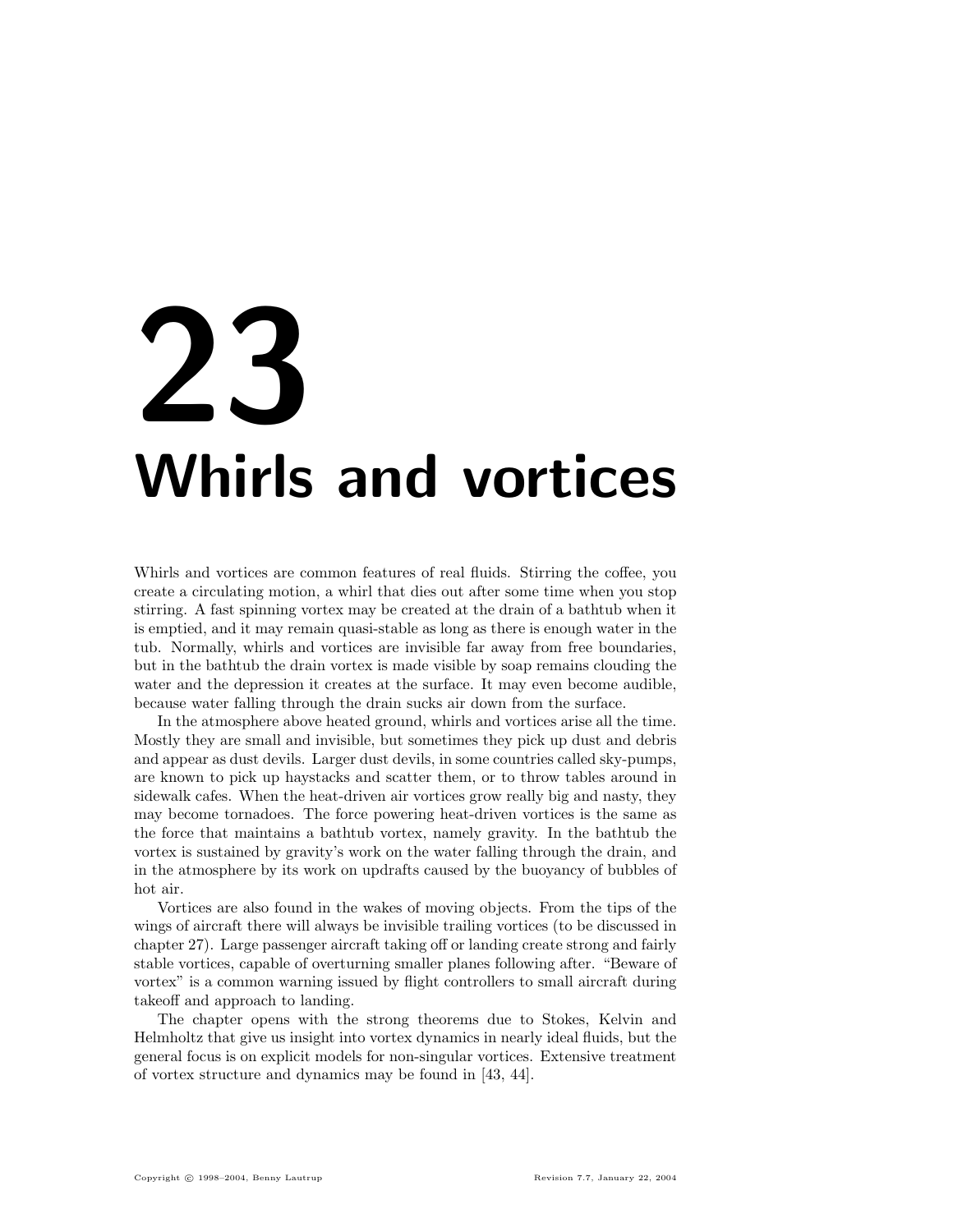# 23 Whirls and vortices

Whirls and vortices are common features of real fluids. Stirring the coffee, you create a circulating motion, a whirl that dies out after some time when you stop stirring. A fast spinning vortex may be created at the drain of a bathtub when it is emptied, and it may remain quasi-stable as long as there is enough water in the tub. Normally, whirls and vortices are invisible far away from free boundaries, but in the bathtub the drain vortex is made visible by soap remains clouding the water and the depression it creates at the surface. It may even become audible, because water falling through the drain sucks air down from the surface.

In the atmosphere above heated ground, whirls and vortices arise all the time. Mostly they are small and invisible, but sometimes they pick up dust and debris and appear as dust devils. Larger dust devils, in some countries called sky-pumps, are known to pick up haystacks and scatter them, or to throw tables around in sidewalk cafes. When the heat-driven air vortices grow really big and nasty, they may become tornadoes. The force powering heat-driven vortices is the same as the force that maintains a bathtub vortex, namely gravity. In the bathtub the vortex is sustained by gravity's work on the water falling through the drain, and in the atmosphere by its work on updrafts caused by the buoyancy of bubbles of hot air.

Vortices are also found in the wakes of moving objects. From the tips of the wings of aircraft there will always be invisible trailing vortices (to be discussed in chapter 27). Large passenger aircraft taking off or landing create strong and fairly stable vortices, capable of overturning smaller planes following after. "Beware of vortex" is a common warning issued by flight controllers to small aircraft during takeoff and approach to landing.

The chapter opens with the strong theorems due to Stokes, Kelvin and Helmholtz that give us insight into vortex dynamics in nearly ideal fluids, but the general focus is on explicit models for non-singular vortices. Extensive treatment of vortex structure and dynamics may be found in [43, 44].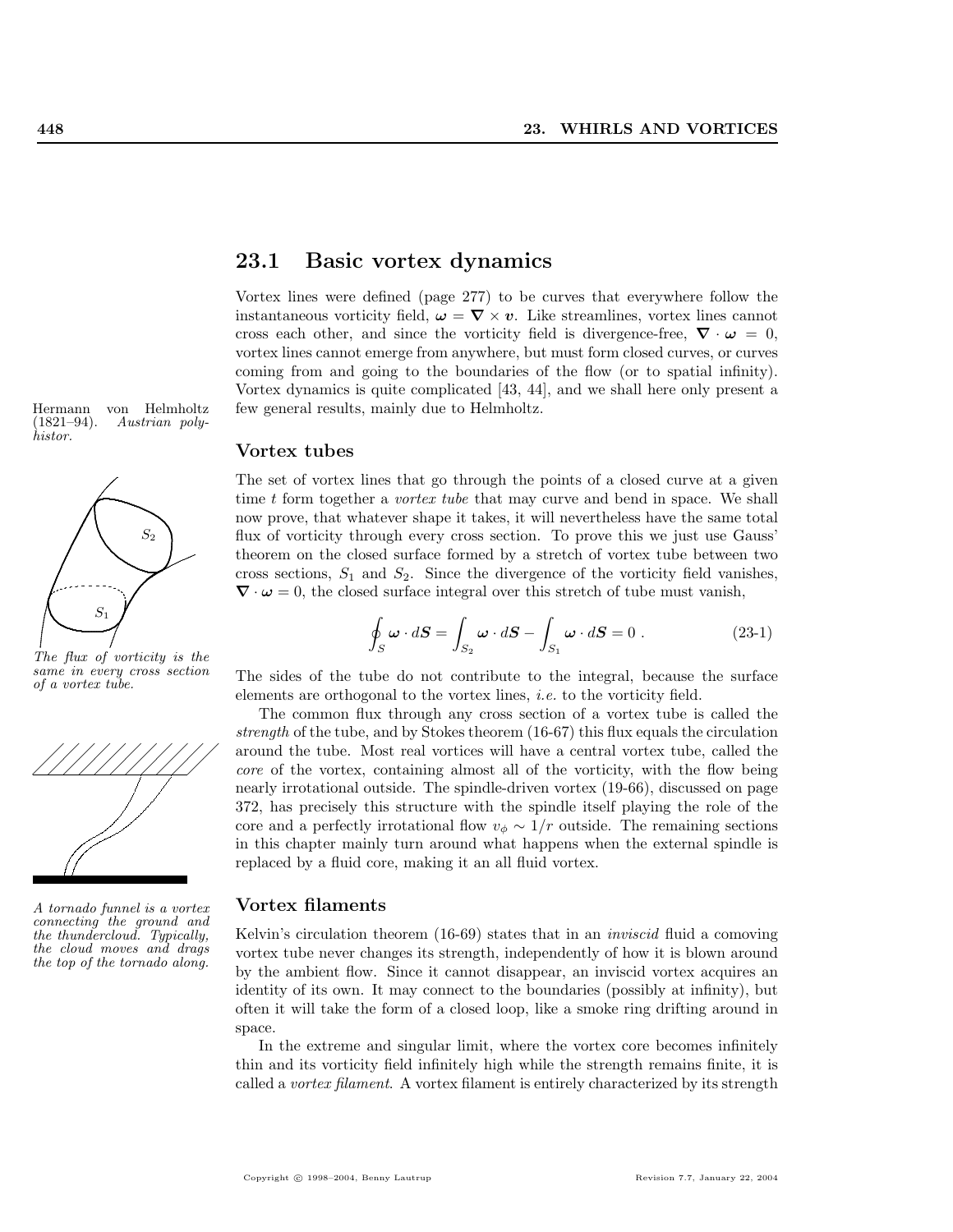## 23.1 Basic vortex dynamics

Vortex lines were defined (page 277) to be curves that everywhere follow the instantaneous vorticity field, $\boldsymbol{\omega} = \boldsymbol{\nabla} \times \boldsymbol{v}$. Like streamlines, vortex lines cannot cross each other, and since the vorticity field is divergence-free, $\boldsymbol{\nabla} \cdot \boldsymbol{\omega} = 0$, vortex lines cannot emerge from anywhere, but must form closed curves, or curves coming from and going to the boundaries of the flow (or to spatial infinity). Vortex dynamics is quite complicated [43, 44], and we shall here only present a few general results, mainly due to Helmholtz.

Hermann von Helmholtz (1821–94). *Austrian polyhistor.*

### Vortex tubes

The set of vortex lines that go through the points of a closed curve at a given time $t$ form together a *vortex tube* that may curve and bend in space. We shall now prove, that whatever shape it takes, it will nevertheless have the same total flux of vorticity through every cross section. To prove this we just use Gauss' theorem on the closed surface formed by a stretch of vortex tube between two cross sections, $S_1$ and $S_2$. Since the divergence of the vorticity field vanishes, $\boldsymbol{\nabla} \cdot \boldsymbol{\omega} = 0$, the closed surface integral over this stretch of tube must vanish,

$$\oint_S \boldsymbol{\omega} \cdot d\boldsymbol{S} = \int_{S_2} \boldsymbol{\omega} \cdot d\boldsymbol{S} - \int_{S_1} \boldsymbol{\omega} \cdot d\boldsymbol{S} = 0 \; . \tag{23-1}$$

*The flux of vorticity is the same in every cross section of a vortex tube.*

The sides of the tube do not contribute to the integral, because the surface elements are orthogonal to the vortex lines, *i.e.* to the vorticity field.

The common flux through any cross section of a vortex tube is called the *strength* of the tube, and by Stokes theorem (16-67) this flux equals the circulation around the tube. Most real vortices will have a central vortex tube, called the *core* of the vortex, containing almost all of the vorticity, with the flow being nearly irrotational outside. The spindle-driven vortex (19-66), discussed on page 372, has precisely this structure with the spindle itself playing the role of the core and a perfectly irrotational flow $v_\phi \sim 1/r$ outside. The remaining sections in this chapter mainly turn around what happens when the external spindle is replaced by a fluid core, making it an all fluid vortex.

*A tornado funnel is a vortex connecting the ground and the thundercloud. Typically, the cloud moves and drags the top of the tornado along.*

### Vortex filaments

Kelvin's circulation theorem (16-69) states that in an *inviscid* fluid a comoving vortex tube never changes its strength, independently of how it is blown around by the ambient flow. Since it cannot disappear, an inviscid vortex acquires an identity of its own. It may connect to the boundaries (possibly at infinity), but often it will take the form of a closed loop, like a smoke ring drifting around in space.

In the extreme and singular limit, where the vortex core becomes infinitely thin and its vorticity field infinitely high while the strength remains finite, it is called a *vortex filament*. A vortex filament is entirely characterized by its strength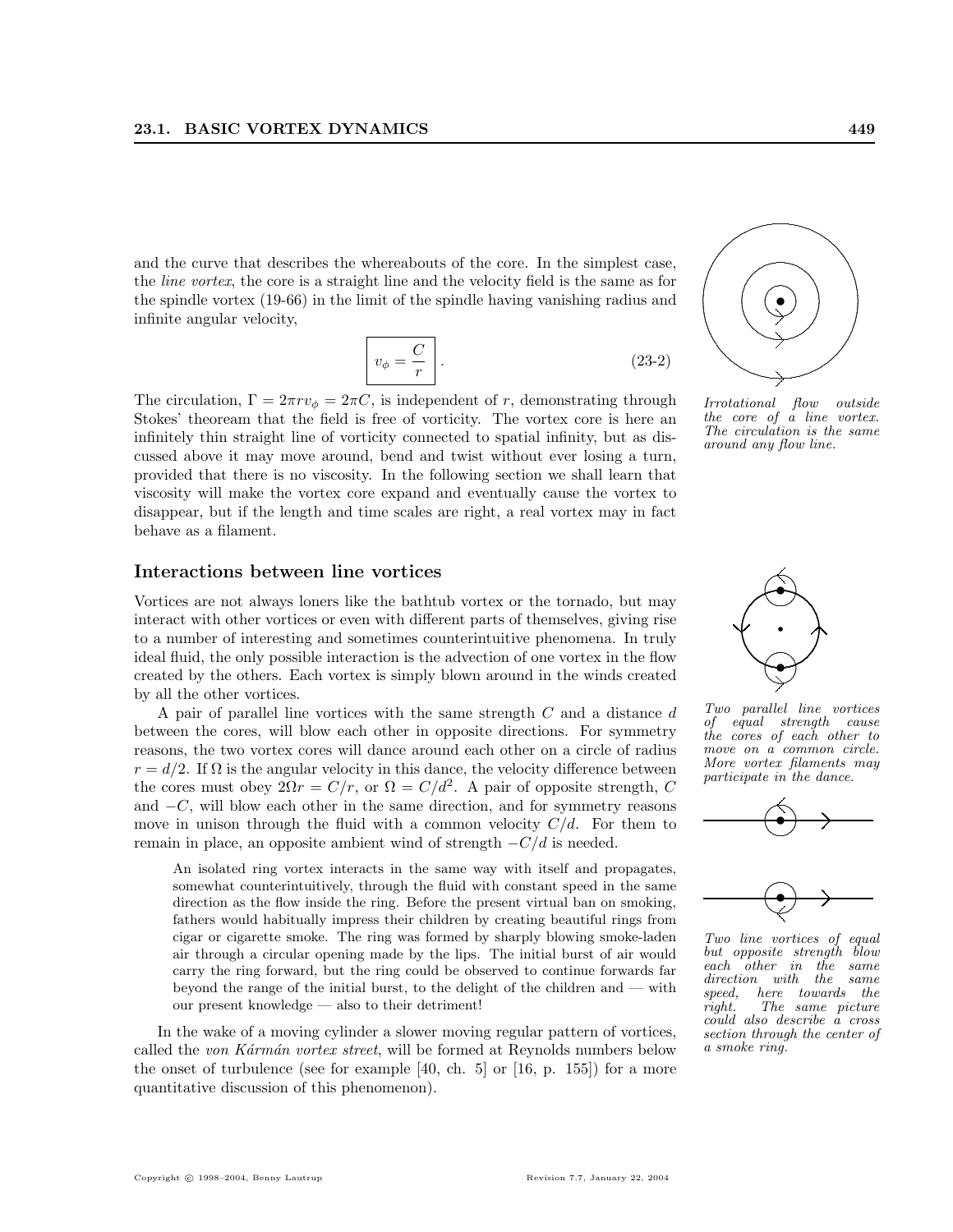and the curve that describes the whereabouts of the core. In the simplest case, the *line vortex*, the core is a straight line and the velocity field is the same as for the spindle vortex (19-66) in the limit of the spindle having vanishing radius and infinite angular velocity,

$$\boxed{v_\phi = \frac{C}{r}} \quad . \tag{23-2}$$

*Irrotational flow outside the core of a line vortex. The circulation is the same around any flow line.*

The circulation, $\Gamma = 2\pi r v_\phi = 2\pi C$, is independent of $r$, demonstrating through Stokes' theoream that the field is free of vorticity. The vortex core is here an infinitely thin straight line of vorticity connected to spatial infinity, but as discussed above it may move around, bend and twist without ever losing a turn, provided that there is no viscosity. In the following section we shall learn that viscosity will make the vortex core expand and eventually cause the vortex to disappear, but if the length and time scales are right, a real vortex may in fact behave as a filament.

## Interactions between line vortices

Vortices are not always loners like the bathtub vortex or the tornado, but may interact with other vortices or even with different parts of themselves, giving rise to a number of interesting and sometimes counterintuitive phenomena. In truly ideal fluid, the only possible interaction is the advection of one vortex in the flow created by the others. Each vortex is simply blown around in the winds created by all the other vortices.

A pair of parallel line vortices with the same strength $C$ and a distance $d$ between the cores, will blow each other in opposite directions. For symmetry reasons, the two vortex cores will dance around each other on a circle of radius $r = d/2$. If $\Omega$ is the angular velocity in this dance, the velocity difference between the cores must obey $2\Omega r = C/r$, or $\Omega = C/d^2$. A pair of opposite strength, $C$ and $-C$, will blow each other in the same direction, and for symmetry reasons move in unison through the fluid with a common velocity $C/d$. For them to remain in place, an opposite ambient wind of strength $-C/d$ is needed.

*Two parallel line vortices of equal strength cause the cores of each other to move on a common circle. More vortex filaments may participate in the dance.*

> An isolated ring vortex interacts in the same way with itself and propagates, somewhat counterintuitively, through the fluid with constant speed in the same direction as the flow inside the ring. Before the present virtual ban on smoking, fathers would habitually impress their children by creating beautiful rings from cigar or cigarette smoke. The ring was formed by sharply blowing smoke-laden air through a circular opening made by the lips. The initial burst of air would carry the ring forward, but the ring could be observed to continue forwards far beyond the range of the initial burst, to the delight of the children and — with our present knowledge — also to their detriment!

*Two line vortices of equal but opposite strength blow each other in the same direction with the same speed, here towards the right. The same picture could also describe a cross section through the center of a smoke ring.*

In the wake of a moving cylinder a slower moving regular pattern of vortices, called the *von Kármán vortex street*, will be formed at Reynolds numbers below the onset of turbulence (see for example [40, ch. 5] or [16, p. 155]) for a more quantitative discussion of this phenomenon).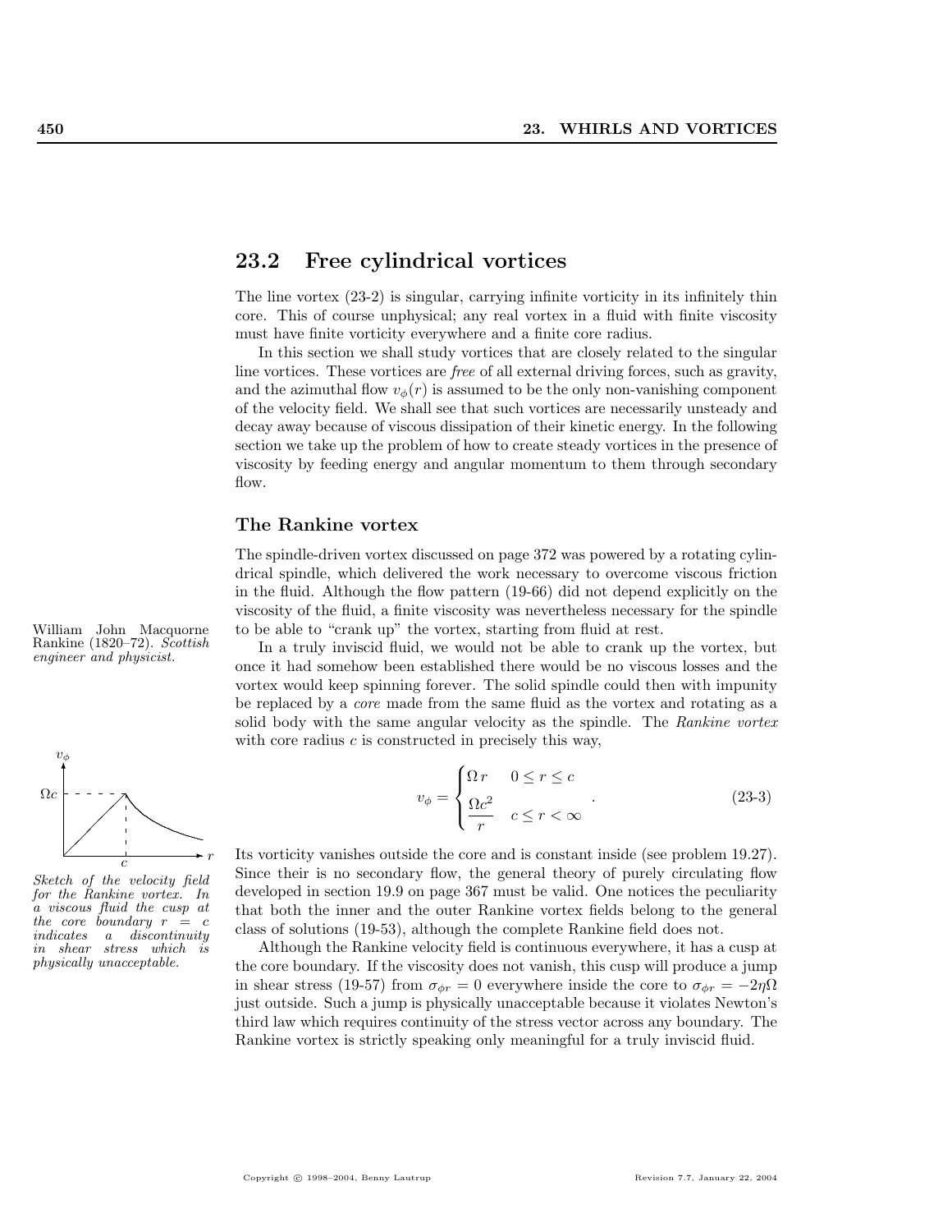## 23.2 Free cylindrical vortices

The line vortex (23-2) is singular, carrying infinite vorticity in its infinitely thin core. This of course unphysical; any real vortex in a fluid with finite viscosity must have finite vorticity everywhere and a finite core radius.

In this section we shall study vortices that are closely related to the singular line vortices. These vortices are *free* of all external driving forces, such as gravity, and the azimuthal flow $v_\phi(r)$ is assumed to be the only non-vanishing component of the velocity field. We shall see that such vortices are necessarily unsteady and decay away because of viscous dissipation of their kinetic energy. In the following section we take up the problem of how to create steady vortices in the presence of viscosity by feeding energy and angular momentum to them through secondary flow.

### The Rankine vortex

The spindle-driven vortex discussed on page 372 was powered by a rotating cylindrical spindle, which delivered the work necessary to overcome viscous friction in the fluid. Although the flow pattern (19-66) did not depend explicitly on the viscosity of the fluid, a finite viscosity was nevertheless necessary for the spindle to be able to "crank up" the vortex, starting from fluid at rest.

William John Macquorne Rankine (1820–72). *Scottish engineer and physicist.*

In a truly inviscid fluid, we would not be able to crank up the vortex, but once it had somehow been established there would be no viscous losses and the vortex would keep spinning forever. The solid spindle could then with impunity be replaced by a *core* made from the same fluid as the vortex and rotating as a solid body with the same angular velocity as the spindle. The *Rankine vortex* with core radius $c$ is constructed in precisely this way,

$$v_\phi = \begin{cases} \Omega r & 0 \le r \le c \\ \dfrac{\Omega c^2}{r} & c \le r < \infty \end{cases} . \qquad \text{(23-3)}$$

*Sketch of the velocity field for the Rankine vortex. In a viscous fluid the cusp at the core boundary $r = c$ indicates a discontinuity in shear stress which is physically unacceptable.*

Its vorticity vanishes outside the core and is constant inside (see problem 19.27). Since their is no secondary flow, the general theory of purely circulating flow developed in section 19.9 on page 367 must be valid. One notices the peculiarity that both the inner and the outer Rankine vortex fields belong to the general class of solutions (19-53), although the complete Rankine field does not.

Although the Rankine velocity field is continuous everywhere, it has a cusp at the core boundary. If the viscosity does not vanish, this cusp will produce a jump in shear stress (19-57) from $\sigma_{\phi r} = 0$ everywhere inside the core to $\sigma_{\phi r} = -2\eta\Omega$ just outside. Such a jump is physically unacceptable because it violates Newton's third law which requires continuity of the stress vector across any boundary. The Rankine vortex is strictly speaking only meaningful for a truly inviscid fluid.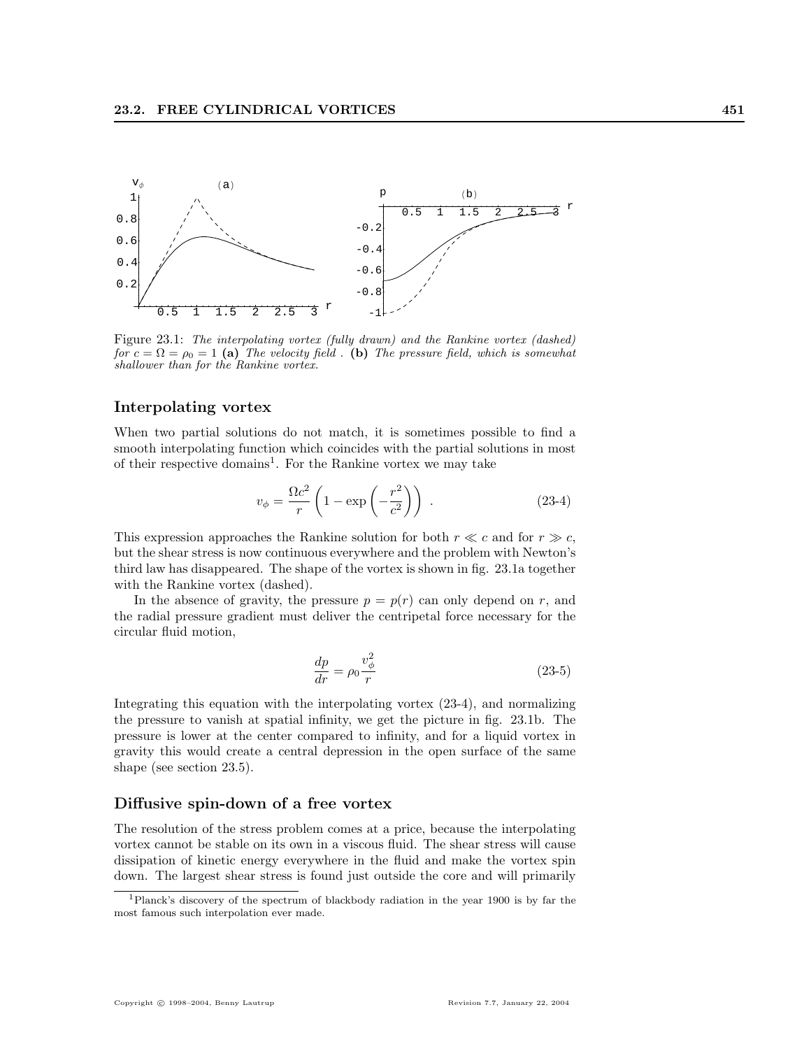Figure 23.1: *The interpolating vortex (fully drawn) and the Rankine vortex (dashed) for $c = \Omega = \rho_0 = 1$* **(a)** *The velocity field .* **(b)** *The pressure field, which is somewhat shallower than for the Rankine vortex.*

### Interpolating vortex

When two partial solutions do not match, it is sometimes possible to find a smooth interpolating function which coincides with the partial solutions in most of their respective domains[1]. For the Rankine vortex we may take

$$v_\phi = \frac{\Omega c^2}{r}\left(1 - \exp\left(-\frac{r^2}{c^2}\right)\right) \ . \tag{23-4}$$

This expression approaches the Rankine solution for both $r \ll c$ and for $r \gg c$, but the shear stress is now continuous everywhere and the problem with Newton's third law has disappeared. The shape of the vortex is shown in fig. 23.1a together with the Rankine vortex (dashed).

In the absence of gravity, the pressure $p = p(r)$ can only depend on $r$, and the radial pressure gradient must deliver the centripetal force necessary for the circular fluid motion,

$$\frac{dp}{dr} = \rho_0 \frac{v_\phi^2}{r} \tag{23-5}$$

Integrating this equation with the interpolating vortex (23-4), and normalizing the pressure to vanish at spatial infinity, we get the picture in fig. 23.1b. The pressure is lower at the center compared to infinity, and for a liquid vortex in gravity this would create a central depression in the open surface of the same shape (see section 23.5).

### Diffusive spin-down of a free vortex

The resolution of the stress problem comes at a price, because the interpolating vortex cannot be stable on its own in a viscous fluid. The shear stress will cause dissipation of kinetic energy everywhere in the fluid and make the vortex spin down. The largest shear stress is found just outside the core and will primarily

[1] Planck's discovery of the spectrum of blackbody radiation in the year 1900 is by far the most famous such interpolation ever made.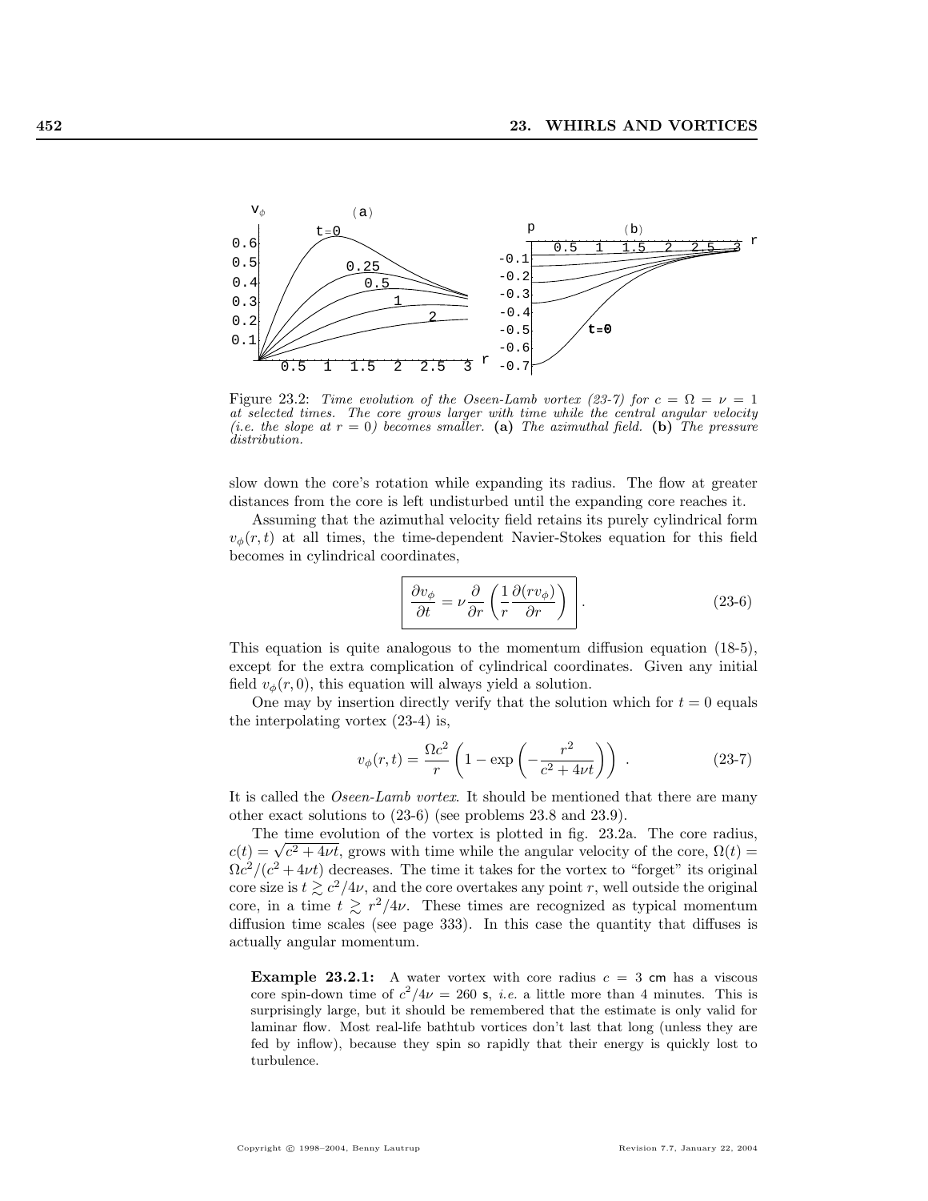Figure 23.2: *Time evolution of the Oseen-Lamb vortex (23-7) for $c = \Omega = \nu = 1$ at selected times. The core grows larger with time while the central angular velocity (i.e. the slope at $r = 0$) becomes smaller.* **(a)** *The azimuthal field.* **(b)** *The pressure distribution.*

slow down the core's rotation while expanding its radius. The flow at greater distances from the core is left undisturbed until the expanding core reaches it.

Assuming that the azimuthal velocity field retains its purely cylindrical form $v_\phi(r, t)$ at all times, the time-dependent Navier-Stokes equation for this field becomes in cylindrical coordinates,

$$\boxed{\frac{\partial v_\phi}{\partial t} = \nu \frac{\partial}{\partial r}\left(\frac{1}{r}\frac{\partial (r v_\phi)}{\partial r}\right)} \, . \tag{23-6}$$

This equation is quite analogous to the momentum diffusion equation (18-5), except for the extra complication of cylindrical coordinates. Given any initial field $v_\phi(r, 0)$, this equation will always yield a solution.

One may by insertion directly verify that the solution which for $t = 0$ equals the interpolating vortex (23-4) is,

$$v_\phi(r, t) = \frac{\Omega c^2}{r}\left(1 - \exp\left(-\frac{r^2}{c^2 + 4\nu t}\right)\right) \, . \tag{23-7}$$

It is called the *Oseen-Lamb vortex*. It should be mentioned that there are many other exact solutions to (23-6) (see problems 23.8 and 23.9).

The time evolution of the vortex is plotted in fig. 23.2a. The core radius, $c(t) = \sqrt{c^2 + 4\nu t}$, grows with time while the angular velocity of the core, $\Omega(t) = \Omega c^2/(c^2 + 4\nu t)$ decreases. The time it takes for the vortex to "forget" its original core size is $t \gtrsim c^2/4\nu$, and the core overtakes any point $r$, well outside the original core, in a time $t \gtrsim r^2/4\nu$. These times are recognized as typical momentum diffusion time scales (see page 333). In this case the quantity that diffuses is actually angular momentum.

**Example 23.2.1:** A water vortex with core radius $c = 3$ cm has a viscous core spin-down time of $c^2/4\nu = 260$ s, *i.e.* a little more than 4 minutes. This is surprisingly large, but it should be remembered that the estimate is only valid for laminar flow. Most real-life bathtub vortices don't last that long (unless they are fed by inflow), because they spin so rapidly that their energy is quickly lost to turbulence.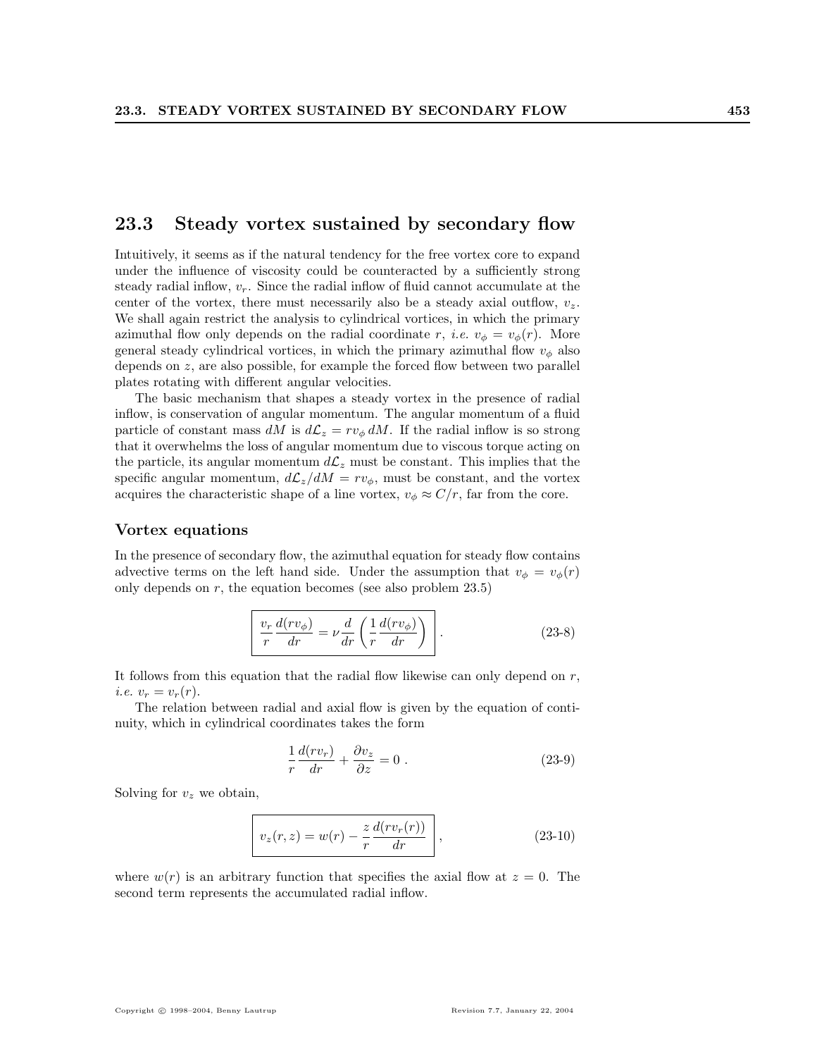## 23.3 Steady vortex sustained by secondary flow

Intuitively, it seems as if the natural tendency for the free vortex core to expand under the influence of viscosity could be counteracted by a sufficiently strong steady radial inflow, $v_r$. Since the radial inflow of fluid cannot accumulate at the center of the vortex, there must necessarily also be a steady axial outflow, $v_z$. We shall again restrict the analysis to cylindrical vortices, in which the primary azimuthal flow only depends on the radial coordinate $r$, *i.e.* $v_\phi = v_\phi(r)$. More general steady cylindrical vortices, in which the primary azimuthal flow $v_\phi$ also depends on $z$, are also possible, for example the forced flow between two parallel plates rotating with different angular velocities.

The basic mechanism that shapes a steady vortex in the presence of radial inflow, is conservation of angular momentum. The angular momentum of a fluid particle of constant mass $dM$ is $d\mathcal{L}_z = rv_\phi \, dM$. If the radial inflow is so strong that it overwhelms the loss of angular momentum due to viscous torque acting on the particle, its angular momentum $d\mathcal{L}_z$ must be constant. This implies that the specific angular momentum, $d\mathcal{L}_z/dM = rv_\phi$, must be constant, and the vortex acquires the characteristic shape of a line vortex, $v_\phi \approx C/r$, far from the core.

### Vortex equations

In the presence of secondary flow, the azimuthal equation for steady flow contains advective terms on the left hand side. Under the assumption that $v_\phi = v_\phi(r)$ only depends on $r$, the equation becomes (see also problem 23.5)

$$\boxed{\frac{v_r}{r}\frac{d(rv_\phi)}{dr} = \nu \frac{d}{dr}\left(\frac{1}{r}\frac{d(rv_\phi)}{dr}\right)} \, . \tag{23-8}$$

It follows from this equation that the radial flow likewise can only depend on $r$, *i.e.* $v_r = v_r(r)$.

The relation between radial and axial flow is given by the equation of continuity, which in cylindrical coordinates takes the form

$$\frac{1}{r}\frac{d(rv_r)}{dr} + \frac{\partial v_z}{\partial z} = 0 \, . \tag{23-9}$$

Solving for $v_z$ we obtain,

$$\boxed{v_z(r,z) = w(r) - \frac{z}{r}\frac{d(rv_r(r))}{dr}} \, , \tag{23-10}$$

where $w(r)$ is an arbitrary function that specifies the axial flow at $z = 0$. The second term represents the accumulated radial inflow.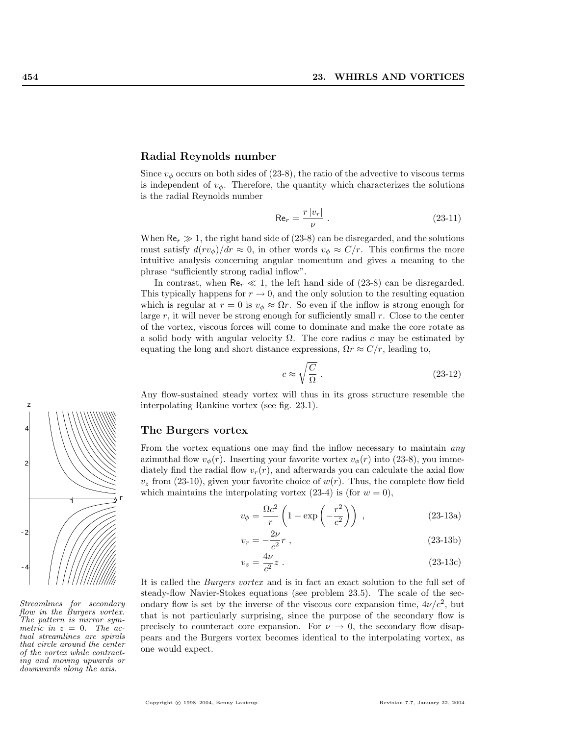## Radial Reynolds number

Since $v_\phi$ occurs on both sides of (23-8), the ratio of the advective to viscous terms is independent of $v_\phi$. Therefore, the quantity which characterizes the solutions is the radial Reynolds number

$$\mathsf{Re}_r = \frac{r\,|v_r|}{\nu} \,. \tag{23-11}$$

When $\mathsf{Re}_r \gg 1$, the right hand side of (23-8) can be disregarded, and the solutions must satisfy $d(rv_\phi)/dr \approx 0$, in other words $v_\phi \approx C/r$. This confirms the more intuitive analysis concerning angular momentum and gives a meaning to the phrase "sufficiently strong radial inflow".

In contrast, when $\mathsf{Re}_r \ll 1$, the left hand side of (23-8) can be disregarded. This typically happens for $r \to 0$, and the only solution to the resulting equation which is regular at $r = 0$ is $v_\phi \approx \Omega r$. So even if the inflow is strong enough for large $r$, it will never be strong enough for sufficiently small $r$. Close to the center of the vortex, viscous forces will come to dominate and make the core rotate as a solid body with angular velocity $\Omega$. The core radius $c$ may be estimated by equating the long and short distance expressions, $\Omega r \approx C/r$, leading to,

$$c \approx \sqrt{\frac{C}{\Omega}} \,. \tag{23-12}$$

Any flow-sustained steady vortex will thus in its gross structure resemble the interpolating Rankine vortex (see fig. 23.1).

## The Burgers vortex

From the vortex equations one may find the inflow necessary to maintain *any* azimuthal flow $v_\phi(r)$. Inserting your favorite vortex $v_\phi(r)$ into (23-8), you immediately find the radial flow $v_r(r)$, and afterwards you can calculate the axial flow $v_z$ from (23-10), given your favorite choice of $w(r)$. Thus, the complete flow field which maintains the interpolating vortex (23-4) is (for $w = 0$),

$$v_\phi = \frac{\Omega c^2}{r}\left(1 - \exp\left(-\frac{r^2}{c^2}\right)\right) \,, \tag{23-13a}$$

$$v_r = -\frac{2\nu}{c^2} r \,, \tag{23-13b}$$

$$v_z = \frac{4\nu}{c^2} z \,. \tag{23-13c}$$

*Streamlines for secondary flow in the Burgers vortex. The pattern is mirror symmetric in $z = 0$. The actual streamlines are spirals that circle around the center of the vortex while contracting and moving upwards or downwards along the axis.*

It is called the *Burgers vortex* and is in fact an exact solution to the full set of steady-flow Navier-Stokes equations (see problem 23.5). The scale of the secondary flow is set by the inverse of the viscous core expansion time, $4\nu/c^2$, but that is not particularly surprising, since the purpose of the secondary flow is precisely to counteract core expansion. For $\nu \to 0$, the secondary flow disappears and the Burgers vortex becomes identical to the interpolating vortex, as one would expect.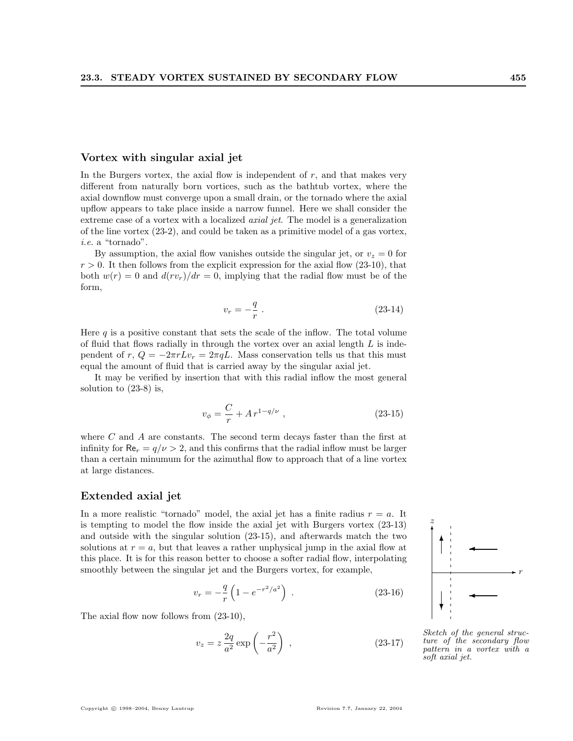## Vortex with singular axial jet

In the Burgers vortex, the axial flow is independent of $r$, and that makes very different from naturally born vortices, such as the bathtub vortex, where the axial downflow must converge upon a small drain, or the tornado where the axial upflow appears to take place inside a narrow funnel. Here we shall consider the extreme case of a vortex with a localized *axial jet*. The model is a generalization of the line vortex (23-2), and could be taken as a primitive model of a gas vortex, *i.e.* a "tornado".

By assumption, the axial flow vanishes outside the singular jet, or $v_z = 0$ for $r > 0$. It then follows from the explicit expression for the axial flow (23-10), that both $w(r) = 0$ and $d(rv_r)/dr = 0$, implying that the radial flow must be of the form,

$$v_r = -\frac{q}{r} \ . \tag{23-14}$$

Here $q$ is a positive constant that sets the scale of the inflow. The total volume of fluid that flows radially in through the vortex over an axial length $L$ is independent of $r$, $Q = -2\pi r L v_r = 2\pi q L$. Mass conservation tells us that this must equal the amount of fluid that is carried away by the singular axial jet.

It may be verified by insertion that with this radial inflow the most general solution to (23-8) is,

$$v_\phi = \frac{C}{r} + A\, r^{1-q/\nu} \ , \tag{23-15}$$

where $C$ and $A$ are constants. The second term decays faster than the first at infinity for $\mathsf{Re}_r = q/\nu > 2$, and this confirms that the radial inflow must be larger than a certain minumum for the azimuthal flow to approach that of a line vortex at large distances.

## Extended axial jet

In a more realistic "tornado" model, the axial jet has a finite radius $r = a$. It is tempting to model the flow inside the axial jet with Burgers vortex (23-13) and outside with the singular solution (23-15), and afterwards match the two solutions at $r = a$, but that leaves a rather unphysical jump in the axial flow at this place. It is for this reason better to choose a softer radial flow, interpolating smoothly between the singular jet and the Burgers vortex, for example,

$$v_r = -\frac{q}{r}\left(1 - e^{-r^2/a^2}\right) \ . \tag{23-16}$$

The axial flow now follows from (23-10),

$$v_z = z\,\frac{2q}{a^2}\exp\left(-\frac{r^2}{a^2}\right) \ , \tag{23-17}$$

*Sketch of the general structure of the secondary flow pattern in a vortex with a soft axial jet.*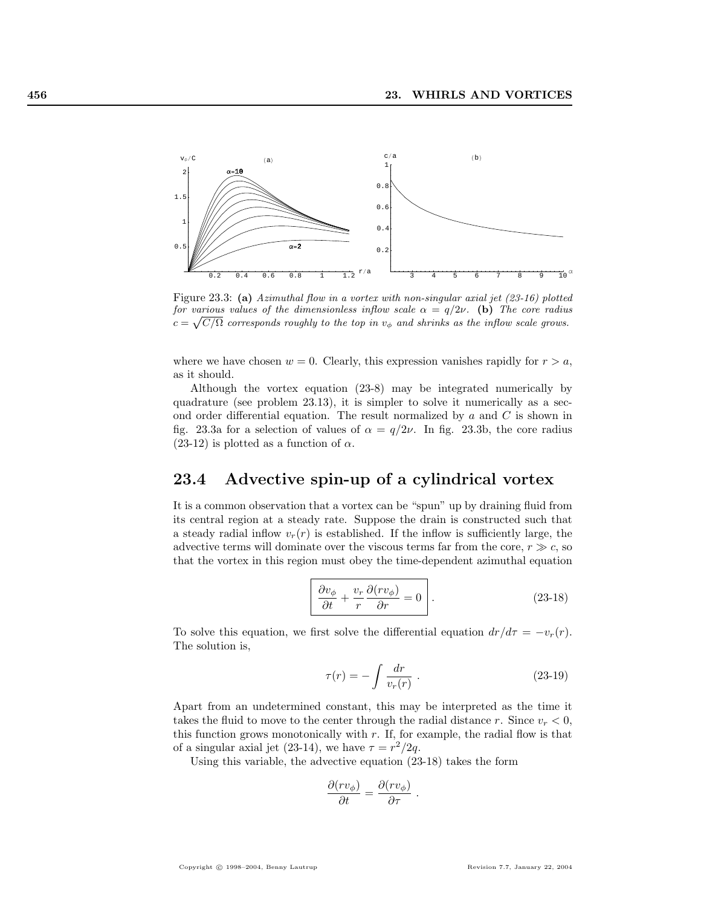Figure 23.3: **(a)** *Azimuthal flow in a vortex with non-singular axial jet (23-16) plotted for various values of the dimensionless inflow scale* $\alpha = q/2\nu$. **(b)** *The core radius* $c = \sqrt{C/\Omega}$ *corresponds roughly to the top in* $v_\phi$ *and shrinks as the inflow scale grows.*

where we have chosen $w = 0$. Clearly, this expression vanishes rapidly for $r > a$, as it should.

Although the vortex equation (23-8) may be integrated numerically by quadrature (see problem 23.13), it is simpler to solve it numerically as a second order differential equation. The result normalized by $a$ and $C$ is shown in fig. 23.3a for a selection of values of $\alpha = q/2\nu$. In fig. 23.3b, the core radius (23-12) is plotted as a function of $\alpha$.

## 23.4 Advective spin-up of a cylindrical vortex

It is a common observation that a vortex can be "spun" up by draining fluid from its central region at a steady rate. Suppose the drain is constructed such that a steady radial inflow $v_r(r)$ is established. If the inflow is sufficiently large, the advective terms will dominate over the viscous terms far from the core, $r \gg c$, so that the vortex in this region must obey the time-dependent azimuthal equation

$$\boxed{\frac{\partial v_\phi}{\partial t} + \frac{v_r}{r}\frac{\partial (r v_\phi)}{\partial r} = 0} \,. \tag{23-18}$$

To solve this equation, we first solve the differential equation $dr/d\tau = -v_r(r)$. The solution is,

$$\tau(r) = -\int \frac{dr}{v_r(r)} \,. \tag{23-19}$$

Apart from an undetermined constant, this may be interpreted as the time it takes the fluid to move to the center through the radial distance $r$. Since $v_r < 0$, this function grows monotonically with $r$. If, for example, the radial flow is that of a singular axial jet (23-14), we have $\tau = r^2/2q$.

Using this variable, the advective equation (23-18) takes the form

$$\frac{\partial (r v_\phi)}{\partial t} = \frac{\partial (r v_\phi)}{\partial \tau} \,.$$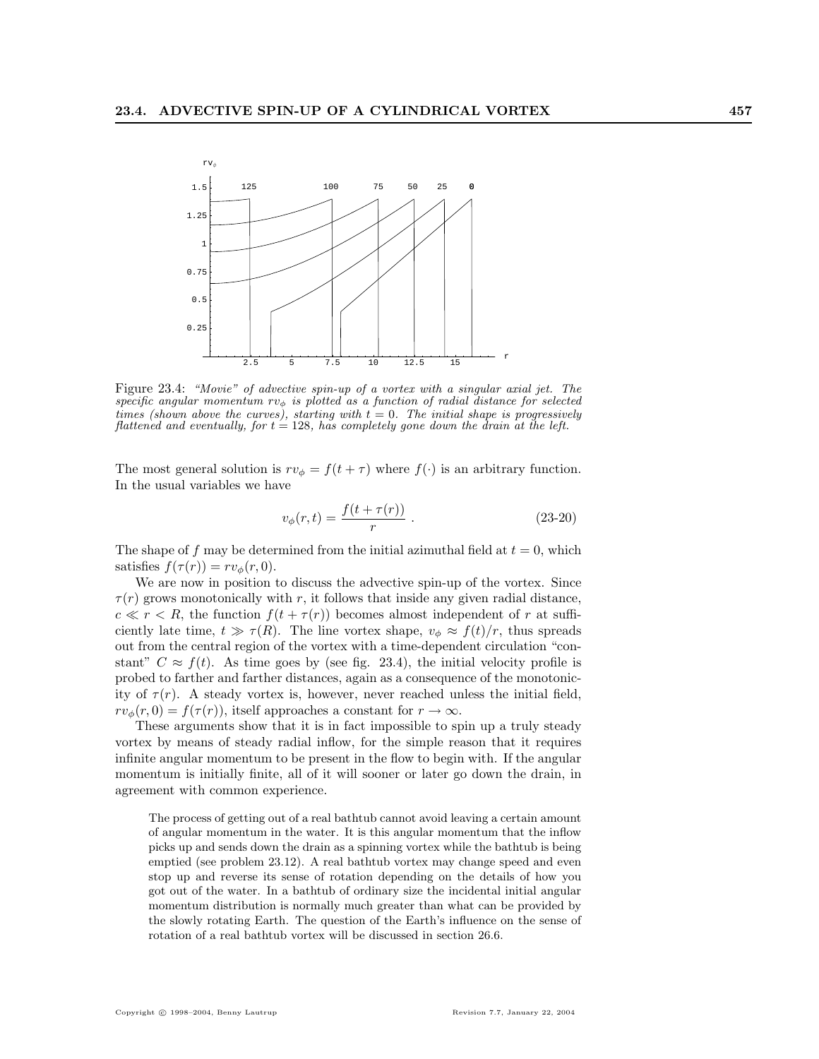Figure 23.4: *"Movie" of advective spin-up of a vortex with a singular axial jet. The specific angular momentum $rv_\phi$ is plotted as a function of radial distance for selected times (shown above the curves), starting with $t = 0$. The initial shape is progressively flattened and eventually, for $t = 128$, has completely gone down the drain at the left.*

The most general solution is $rv_\phi = f(t + \tau)$ where $f(\cdot)$ is an arbitrary function. In the usual variables we have

$$v_\phi(r, t) = \frac{f(t + \tau(r))}{r} \, . \tag{23-20}$$

The shape of $f$ may be determined from the initial azimuthal field at $t = 0$, which satisfies $f(\tau(r)) = rv_\phi(r, 0)$.

We are now in position to discuss the advective spin-up of the vortex. Since $\tau(r)$ grows monotonically with $r$, it follows that inside any given radial distance, $c \ll r < R$, the function $f(t + \tau(r))$ becomes almost independent of $r$ at sufficiently late time, $t \gg \tau(R)$. The line vortex shape, $v_\phi \approx f(t)/r$, thus spreads out from the central region of the vortex with a time-dependent circulation "constant" $C \approx f(t)$. As time goes by (see fig. 23.4), the initial velocity profile is probed to farther and farther distances, again as a consequence of the monotonicity of $\tau(r)$. A steady vortex is, however, never reached unless the initial field, $rv_\phi(r, 0) = f(\tau(r))$, itself approaches a constant for $r \to \infty$.

These arguments show that it is in fact impossible to spin up a truly steady vortex by means of steady radial inflow, for the simple reason that it requires infinite angular momentum to be present in the flow to begin with. If the angular momentum is initially finite, all of it will sooner or later go down the drain, in agreement with common experience.

> The process of getting out of a real bathtub cannot avoid leaving a certain amount of angular momentum in the water. It is this angular momentum that the inflow picks up and sends down the drain as a spinning vortex while the bathtub is being emptied (see problem 23.12). A real bathtub vortex may change speed and even stop up and reverse its sense of rotation depending on the details of how you got out of the water. In a bathtub of ordinary size the incidental initial angular momentum distribution is normally much greater than what can be provided by the slowly rotating Earth. The question of the Earth's influence on the sense of rotation of a real bathtub vortex will be discussed in section 26.6.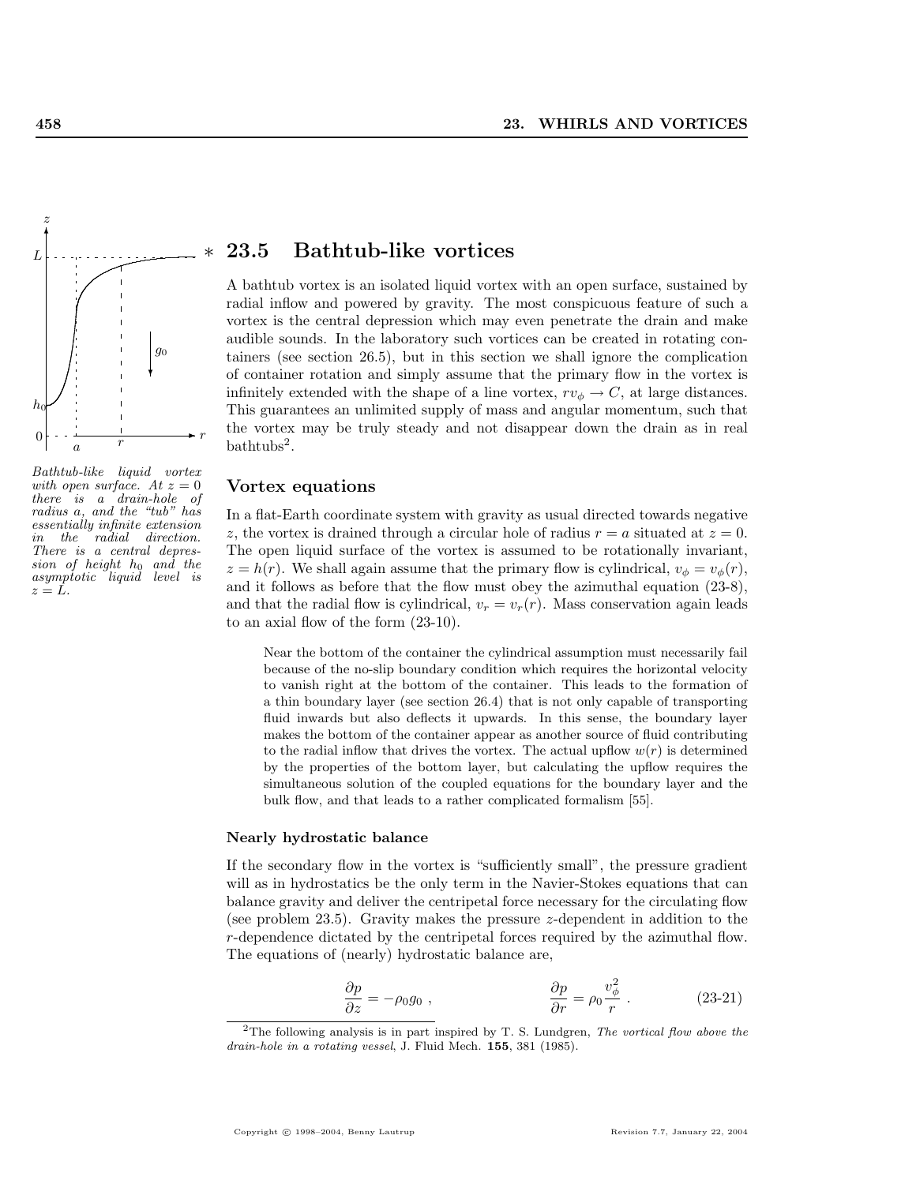## ∗ 23.5 Bathtub-like vortices

*Bathtub-like liquid vortex with open surface. At $z = 0$ there is a drain-hole of radius $a$, and the "tub" has essentially infinite extension in the radial direction. There is a central depression of height $h_0$ and the asymptotic liquid level is $z = L$.*

A bathtub vortex is an isolated liquid vortex with an open surface, sustained by radial inflow and powered by gravity. The most conspicuous feature of such a vortex is the central depression which may even penetrate the drain and make audible sounds. In the laboratory such vortices can be created in rotating containers (see section 26.5), but in this section we shall ignore the complication of container rotation and simply assume that the primary flow in the vortex is infinitely extended with the shape of a line vortex, $rv_\phi \to C$, at large distances. This guarantees an unlimited supply of mass and angular momentum, such that the vortex may be truly steady and not disappear down the drain as in real bathtubs[2].

### Vortex equations

In a flat-Earth coordinate system with gravity as usual directed towards negative $z$, the vortex is drained through a circular hole of radius $r = a$ situated at $z = 0$. The open liquid surface of the vortex is assumed to be rotationally invariant, $z = h(r)$. We shall again assume that the primary flow is cylindrical, $v_\phi = v_\phi(r)$, and it follows as before that the flow must obey the azimuthal equation (23-8), and that the radial flow is cylindrical, $v_r = v_r(r)$. Mass conservation again leads to an axial flow of the form (23-10).

> Near the bottom of the container the cylindrical assumption must necessarily fail because of the no-slip boundary condition which requires the horizontal velocity to vanish right at the bottom of the container. This leads to the formation of a thin boundary layer (see section 26.4) that is not only capable of transporting fluid inwards but also deflects it upwards. In this sense, the boundary layer makes the bottom of the container appear as another source of fluid contributing to the radial inflow that drives the vortex. The actual upflow $w(r)$ is determined by the properties of the bottom layer, but calculating the upflow requires the simultaneous solution of the coupled equations for the boundary layer and the bulk flow, and that leads to a rather complicated formalism [55].

#### Nearly hydrostatic balance

If the secondary flow in the vortex is "sufficiently small", the pressure gradient will as in hydrostatics be the only term in the Navier-Stokes equations that can balance gravity and deliver the centripetal force necessary for the circulating flow (see problem 23.5). Gravity makes the pressure $z$-dependent in addition to the $r$-dependence dictated by the centripetal forces required by the azimuthal flow. The equations of (nearly) hydrostatic balance are,

$$\frac{\partial p}{\partial z} = -\rho_0 g_0 \,, \qquad\qquad \frac{\partial p}{\partial r} = \rho_0 \frac{v_\phi^2}{r} \,. \tag{23-21}$$

[2] The following analysis is in part inspired by T. S. Lundgren, *The vortical flow above the drain-hole in a rotating vessel*, J. Fluid Mech. **155**, 381 (1985).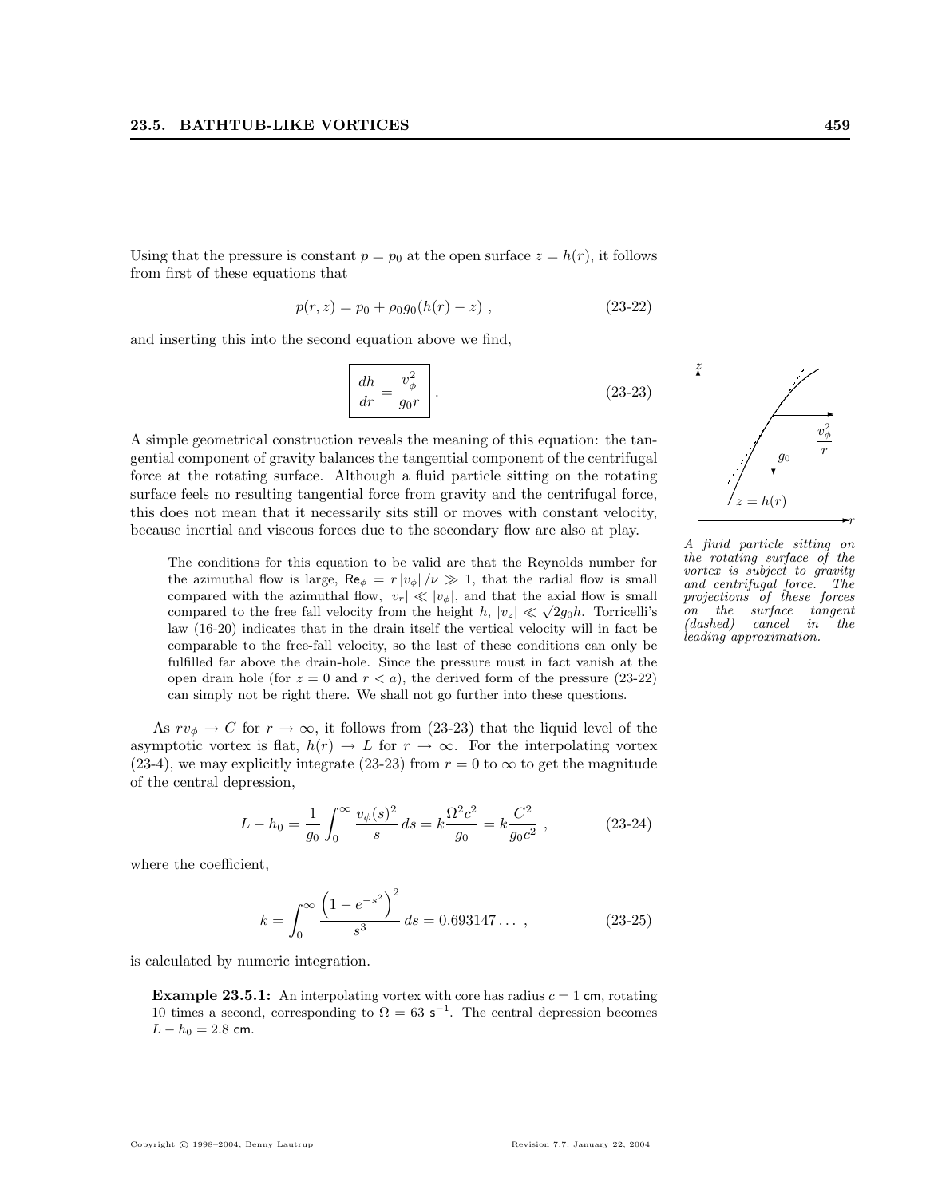Using that the pressure is constant $p = p_0$ at the open surface $z = h(r)$, it follows from first of these equations that

$$p(r, z) = p_0 + \rho_0 g_0 (h(r) - z) \, , \tag{23-22}$$

and inserting this into the second equation above we find,

$$\boxed{\frac{dh}{dr} = \frac{v_\phi^2}{g_0 r}} \, . \tag{23-23}$$

A simple geometrical construction reveals the meaning of this equation: the tangential component of gravity balances the tangential component of the centrifugal force at the rotating surface. Although a fluid particle sitting on the rotating surface feels no resulting tangential force from gravity and the centrifugal force, this does not mean that it necessarily sits still or moves with constant velocity, because inertial and viscous forces due to the secondary flow are also at play.

*A fluid particle sitting on the rotating surface of the vortex is subject to gravity and centrifugal force. The projections of these forces on the surface tangent (dashed) cancel in the leading approximation.*

> The conditions for this equation to be valid are that the Reynolds number for the azimuthal flow is large, $\mathsf{Re}_\phi = r\,|v_\phi|\,/\nu \gg 1$, that the radial flow is small compared with the azimuthal flow, $|v_r| \ll |v_\phi|$, and that the axial flow is small compared to the free fall velocity from the height $h$, $|v_z| \ll \sqrt{2g_0 h}$. Torricelli's law (16-20) indicates that in the drain itself the vertical velocity will in fact be comparable to the free-fall velocity, so the last of these conditions can only be fulfilled far above the drain-hole. Since the pressure must in fact vanish at the open drain hole (for $z = 0$ and $r < a$), the derived form of the pressure (23-22) can simply not be right there. We shall not go further into these questions.

As $r v_\phi \to C$ for $r \to \infty$, it follows from (23-23) that the liquid level of the asymptotic vortex is flat, $h(r) \to L$ for $r \to \infty$. For the interpolating vortex (23-4), we may explicitly integrate (23-23) from $r = 0$ to $\infty$ to get the magnitude of the central depression,

$$L - h_0 = \frac{1}{g_0} \int_0^\infty \frac{v_\phi(s)^2}{s} \, ds = k \frac{\Omega^2 c^2}{g_0} = k \frac{C^2}{g_0 c^2} \, , \tag{23-24}$$

where the coefficient,

$$k = \int_0^\infty \frac{\left(1 - e^{-s^2}\right)^2}{s^3} \, ds = 0.693147\ldots \, , \tag{23-25}$$

is calculated by numeric integration.

> **Example 23.5.1:** An interpolating vortex with core has radius $c = 1$ cm, rotating 10 times a second, corresponding to $\Omega = 63 \ \mathsf{s}^{-1}$. The central depression becomes $L - h_0 = 2.8$ cm.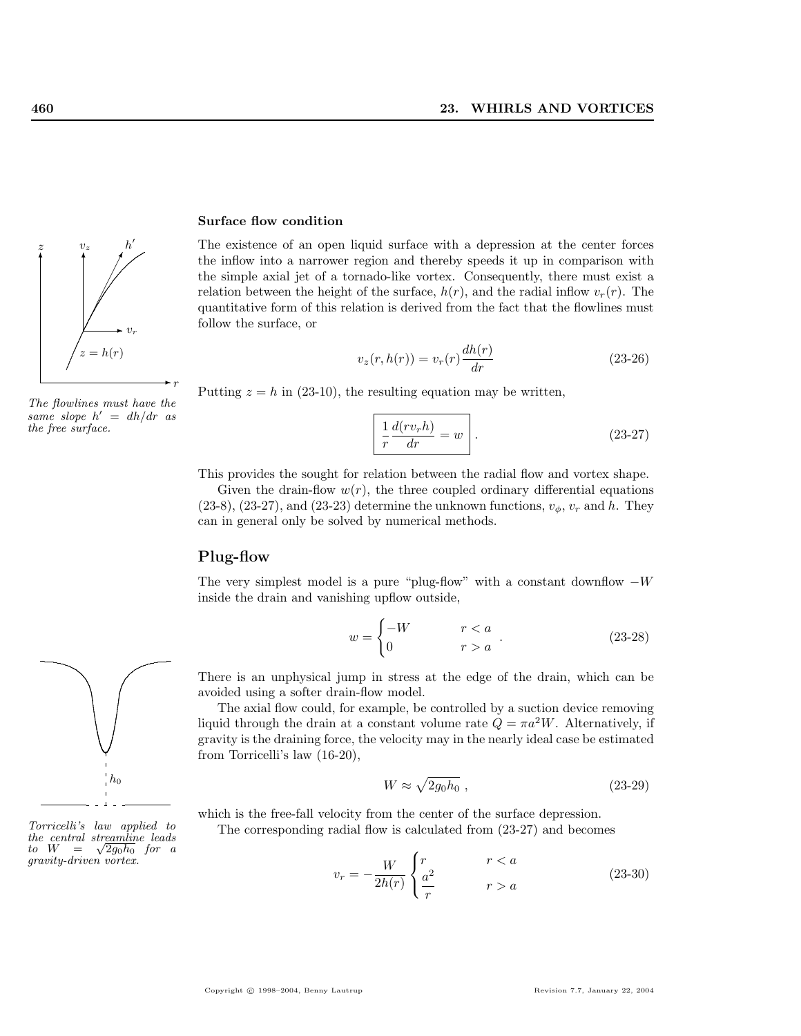### Surface flow condition

The existence of an open liquid surface with a depression at the center forces the inflow into a narrower region and thereby speeds it up in comparison with the simple axial jet of a tornado-like vortex. Consequently, there must exist a relation between the height of the surface, $h(r)$, and the radial inflow $v_r(r)$. The quantitative form of this relation is derived from the fact that the flowlines must follow the surface, or

$$v_z(r, h(r)) = v_r(r)\frac{dh(r)}{dr} \tag{23-26}$$

*The flowlines must have the same slope $h' = dh/dr$ as the free surface.*

Putting $z = h$ in (23-10), the resulting equation may be written,

$$\boxed{\frac{1}{r}\frac{d(rv_r h)}{dr} = w} \, . \tag{23-27}$$

This provides the sought for relation between the radial flow and vortex shape.

Given the drain-flow $w(r)$, the three coupled ordinary differential equations (23-8), (23-27), and (23-23) determine the unknown functions, $v_\phi$, $v_r$ and $h$. They can in general only be solved by numerical methods.

## Plug-flow

The very simplest model is a pure "plug-flow" with a constant downflow $-W$ inside the drain and vanishing upflow outside,

$$w = \begin{cases} -W & r < a \\ 0 & r > a \end{cases} . \tag{23-28}$$

There is an unphysical jump in stress at the edge of the drain, which can be avoided using a softer drain-flow model.

The axial flow could, for example, be controlled by a suction device removing liquid through the drain at a constant volume rate $Q = \pi a^2 W$. Alternatively, if gravity is the draining force, the velocity may in the nearly ideal case be estimated from Torricelli's law (16-20),

$$W \approx \sqrt{2g_0 h_0} \, , \tag{23-29}$$

which is the free-fall velocity from the center of the surface depression.

*Torricelli's law applied to the central streamline leads to $W = \sqrt{2g_0h_0}$ for a gravity-driven vortex.*

The corresponding radial flow is calculated from (23-27) and becomes

$$v_r = -\frac{W}{2h(r)} \begin{cases} r & r < a \\ \dfrac{a^2}{r} & r > a \end{cases} \tag{23-30}$$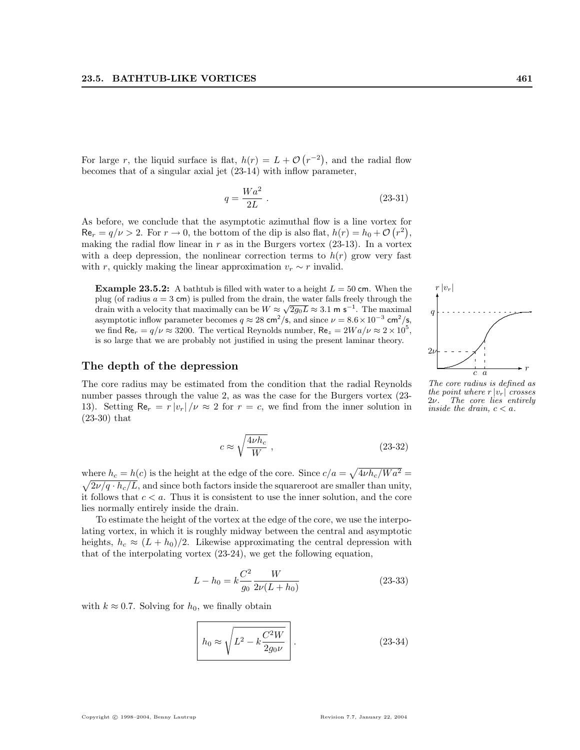For large $r$, the liquid surface is flat, $h(r) = L + \mathcal{O}\left(r^{-2}\right)$, and the radial flow becomes that of a singular axial jet (23-14) with inflow parameter,

$$q = \frac{Wa^2}{2L} \; . \tag{23-31}$$

As before, we conclude that the asymptotic azimuthal flow is a line vortex for $\mathsf{Re}_r = q/\nu > 2$. For $r \to 0$, the bottom of the dip is also flat, $h(r) = h_0 + \mathcal{O}\left(r^2\right)$, making the radial flow linear in $r$ as in the Burgers vortex (23-13). In a vortex with a deep depression, the nonlinear correction terms to $h(r)$ grow very fast with $r$, quickly making the linear approximation $v_r \sim r$ invalid.

> **Example 23.5.2:** A bathtub is filled with water to a height $L = 50$ cm. When the plug (of radius $a = 3$ cm) is pulled from the drain, the water falls freely through the drain with a velocity that maximally can be $W \approx \sqrt{2g_0L} \approx 3.1$ m s$^{-1}$. The maximal asymptotic inflow parameter becomes $q \approx 28$ cm$^2$/s, and since $\nu = 8.6 \times 10^{-3}$ cm$^2$/s, we find $\mathsf{Re}_r = q/\nu \approx 3200$. The vertical Reynolds number, $\mathsf{Re}_z = 2Wa/\nu \approx 2 \times 10^5$, is so large that we are probably not justified in using the present laminar theory.

*The core radius is defined as the point where $r\,|v_r|$ crosses $2\nu$. The core lies entirely inside the drain, $c < a$.*

## The depth of the depression

The core radius may be estimated from the condition that the radial Reynolds number passes through the value 2, as was the case for the Burgers vortex (23-13). Setting $\mathsf{Re}_r = r\,|v_r|/\nu \approx 2$ for $r = c$, we find from the inner solution in (23-30) that

$$c \approx \sqrt{\frac{4\nu h_c}{W}} \; , \tag{23-32}$$

where $h_c = h(c)$ is the height at the edge of the core. Since $c/a = \sqrt{4\nu h_c/Wa^2} = \sqrt{2\nu/q \cdot h_c/L}$, and since both factors inside the squareroot are smaller than unity, it follows that $c < a$. Thus it is consistent to use the inner solution, and the core lies normally entirely inside the drain.

To estimate the height of the vortex at the edge of the core, we use the interpolating vortex, in which it is roughly midway between the central and asymptotic heights, $h_c \approx (L + h_0)/2$. Likewise approximating the central depression with that of the interpolating vortex (23-24), we get the following equation,

$$L - h_0 = k\frac{C^2}{g_0}\frac{W}{2\nu(L + h_0)} \tag{23-33}$$

with $k \approx 0.7$. Solving for $h_0$, we finally obtain

$$\boxed{h_0 \approx \sqrt{L^2 - k\frac{C^2W}{2g_0\nu}}} \; . \tag{23-34}$$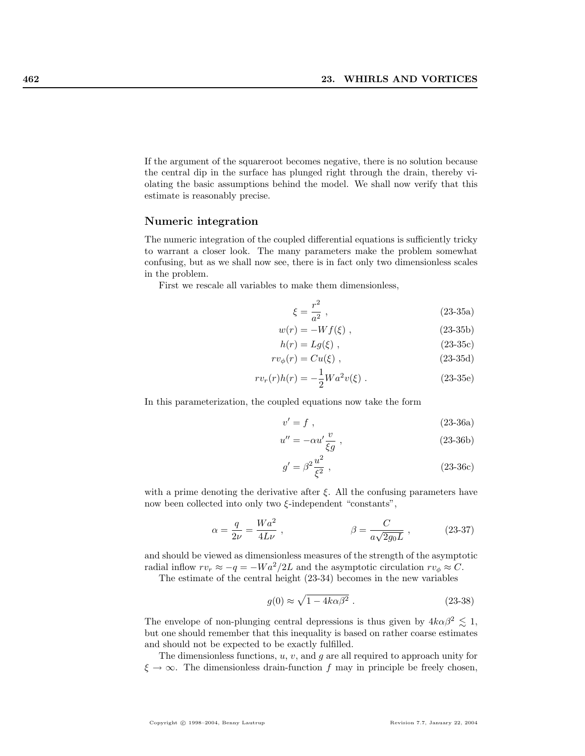If the argument of the squareroot becomes negative, there is no solution because the central dip in the surface has plunged right through the drain, thereby violating the basic assumptions behind the model. We shall now verify that this estimate is reasonably precise.

## Numeric integration

The numeric integration of the coupled differential equations is sufficiently tricky to warrant a closer look. The many parameters make the problem somewhat confusing, but as we shall now see, there is in fact only two dimensionless scales in the problem.

First we rescale all variables to make them dimensionless,

$$\xi = \frac{r^2}{a^2} \ , \tag{23-35a}$$

$$w(r) = -W f(\xi) \ , \tag{23-35b}$$

$$h(r) = L g(\xi) \ , \tag{23-35c}$$

$$r v_\phi(r) = C u(\xi) \ , \tag{23-35d}$$

$$r v_r(r) h(r) = -\frac{1}{2} W a^2 v(\xi) \ . \tag{23-35e}$$

In this parameterization, the coupled equations now take the form

$$v' = f \ , \tag{23-36a}$$

$$u'' = -\alpha u' \frac{v}{\xi g} \ , \tag{23-36b}$$

$$g' = \beta^2 \frac{u^2}{\xi^2} \ , \tag{23-36c}$$

with a prime denoting the derivative after $\xi$. All the confusing parameters have now been collected into only two $\xi$-independent "constants",

$$\alpha = \frac{q}{2\nu} = \frac{W a^2}{4 L \nu} \ , \qquad\qquad \beta = \frac{C}{a\sqrt{2 g_0 L}} \ , \tag{23-37}$$

and should be viewed as dimensionless measures of the strength of the asymptotic radial inflow $r v_r \approx -q = -W a^2/2L$ and the asymptotic circulation $r v_\phi \approx C$.

The estimate of the central height (23-34) becomes in the new variables

$$g(0) \approx \sqrt{1 - 4k\alpha\beta^2} \ . \tag{23-38}$$

The envelope of non-plunging central depressions is thus given by $4k\alpha\beta^2 \lesssim 1$, but one should remember that this inequality is based on rather coarse estimates and should not be expected to be exactly fulfilled.

The dimensionless functions, $u$, $v$, and $g$ are all required to approach unity for $\xi \to \infty$. The dimensionless drain-function $f$ may in principle be freely chosen,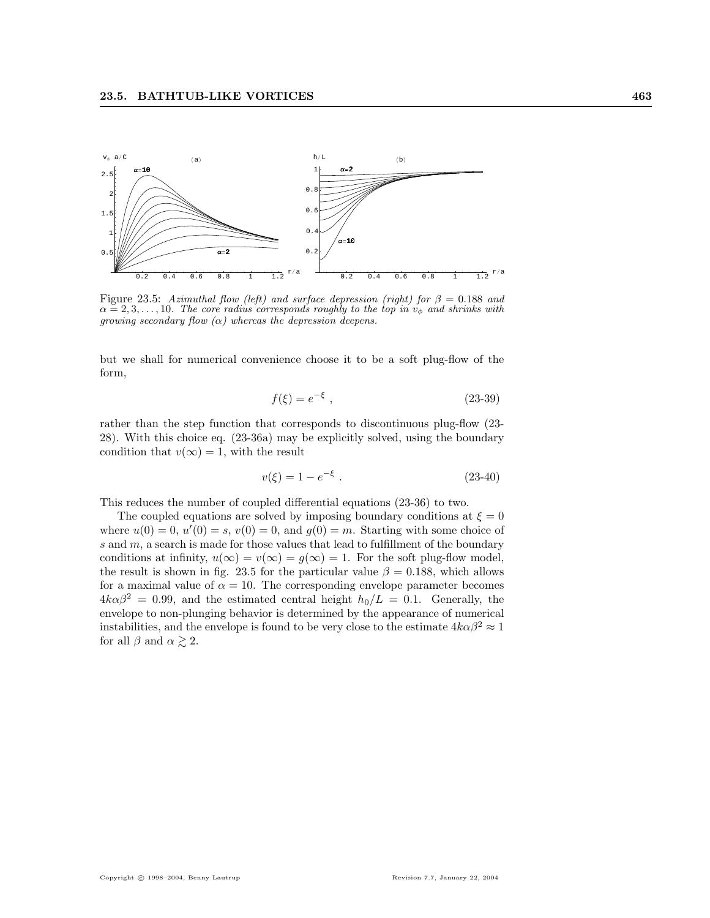Figure 23.5: *Azimuthal flow (left) and surface depression (right) for $\beta = 0.188$ and $\alpha = 2, 3, \ldots, 10$. The core radius corresponds roughly to the top in $v_\phi$ and shrinks with growing secondary flow ($\alpha$) whereas the depression deepens.*

but we shall for numerical convenience choose it to be a soft plug-flow of the form,

$$f(\xi) = e^{-\xi} , \tag{23-39}$$

rather than the step function that corresponds to discontinuous plug-flow (23-28). With this choice eq. (23-36a) may be explicitly solved, using the boundary condition that $v(\infty) = 1$, with the result

$$v(\xi) = 1 - e^{-\xi} . \tag{23-40}$$

This reduces the number of coupled differential equations (23-36) to two.

The coupled equations are solved by imposing boundary conditions at $\xi = 0$ where $u(0) = 0$, $u'(0) = s$, $v(0) = 0$, and $g(0) = m$. Starting with some choice of $s$ and $m$, a search is made for those values that lead to fulfillment of the boundary conditions at infinity, $u(\infty) = v(\infty) = g(\infty) = 1$. For the soft plug-flow model, the result is shown in fig. 23.5 for the particular value $\beta = 0.188$, which allows for a maximal value of $\alpha = 10$. The corresponding envelope parameter becomes $4k\alpha\beta^2 = 0.99$, and the estimated central height $h_0/L = 0.1$. Generally, the envelope to non-plunging behavior is determined by the appearance of numerical instabilities, and the envelope is found to be very close to the estimate $4k\alpha\beta^2 \approx 1$ for all $\beta$ and $\alpha \gtrsim 2$.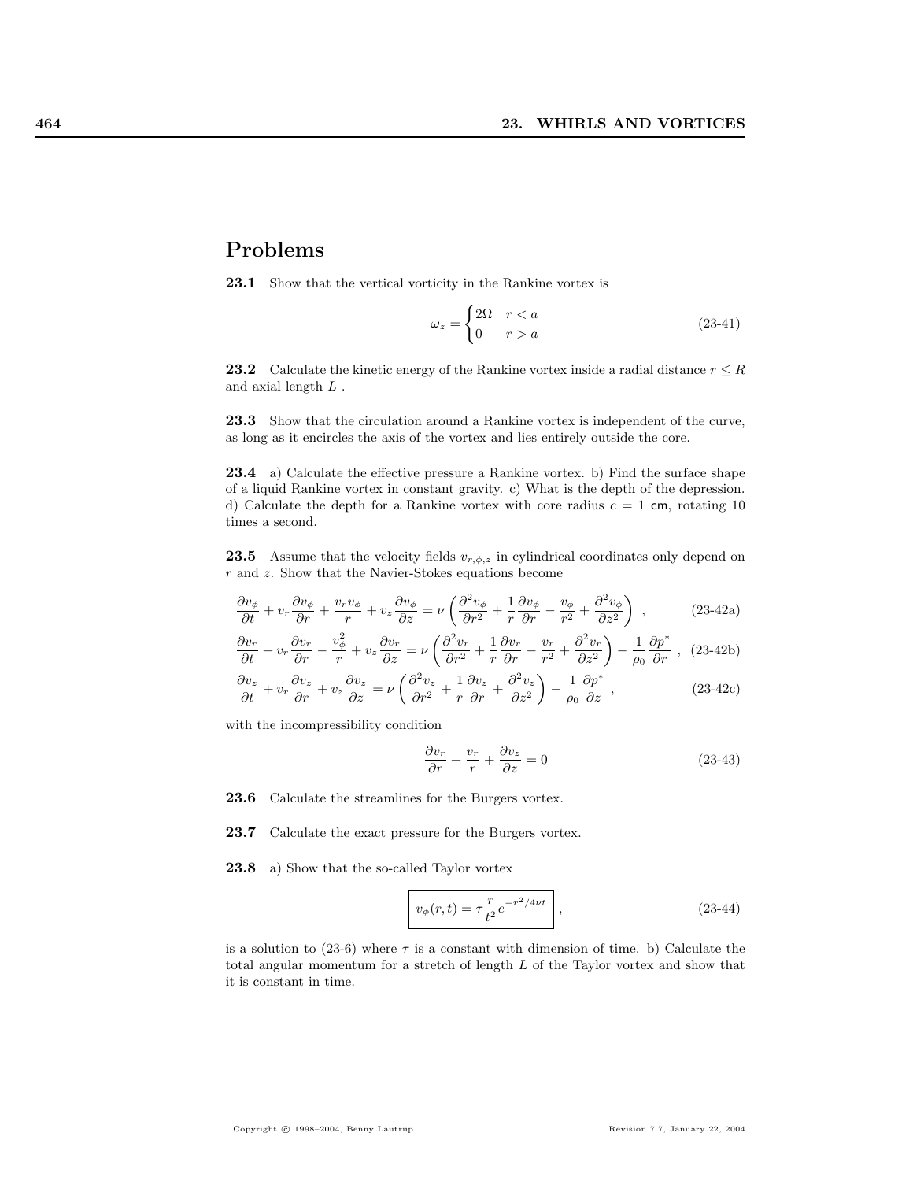## Problems

**23.1** Show that the vertical vorticity in the Rankine vortex is

$$\omega_z = \begin{cases} 2\Omega & r < a \\ 0 & r > a \end{cases} \tag{23-41}$$

**23.2** Calculate the kinetic energy of the Rankine vortex inside a radial distance $r \leq R$ and axial length $L$ .

**23.3** Show that the circulation around a Rankine vortex is independent of the curve, as long as it encircles the axis of the vortex and lies entirely outside the core.

**23.4** a) Calculate the effective pressure a Rankine vortex. b) Find the surface shape of a liquid Rankine vortex in constant gravity. c) What is the depth of the depression. d) Calculate the depth for a Rankine vortex with core radius $c = 1$ cm, rotating 10 times a second.

**23.5** Assume that the velocity fields $v_{r,\phi,z}$ in cylindrical coordinates only depend on $r$ and $z$. Show that the Navier-Stokes equations become

$$\frac{\partial v_\phi}{\partial t} + v_r \frac{\partial v_\phi}{\partial r} + \frac{v_r v_\phi}{r} + v_z \frac{\partial v_\phi}{\partial z} = \nu \left( \frac{\partial^2 v_\phi}{\partial r^2} + \frac{1}{r}\frac{\partial v_\phi}{\partial r} - \frac{v_\phi}{r^2} + \frac{\partial^2 v_\phi}{\partial z^2} \right) , \tag{23-42a}$$

$$\frac{\partial v_r}{\partial t} + v_r \frac{\partial v_r}{\partial r} - \frac{v_\phi^2}{r} + v_z \frac{\partial v_r}{\partial z} = \nu \left( \frac{\partial^2 v_r}{\partial r^2} + \frac{1}{r}\frac{\partial v_r}{\partial r} - \frac{v_r}{r^2} + \frac{\partial^2 v_r}{\partial z^2} \right) - \frac{1}{\rho_0}\frac{\partial p^*}{\partial r} , \tag{23-42b}$$

$$\frac{\partial v_z}{\partial t} + v_r \frac{\partial v_z}{\partial r} + v_z \frac{\partial v_z}{\partial z} = \nu \left( \frac{\partial^2 v_z}{\partial r^2} + \frac{1}{r}\frac{\partial v_z}{\partial r} + \frac{\partial^2 v_z}{\partial z^2} \right) - \frac{1}{\rho_0}\frac{\partial p^*}{\partial z} , \tag{23-42c}$$

with the incompressibility condition

$$\frac{\partial v_r}{\partial r} + \frac{v_r}{r} + \frac{\partial v_z}{\partial z} = 0 \tag{23-43}$$

**23.6** Calculate the streamlines for the Burgers vortex.

**23.7** Calculate the exact pressure for the Burgers vortex.

**23.8** a) Show that the so-called Taylor vortex

$$\boxed{v_\phi(r,t) = \tau \frac{r}{t^2} e^{-r^2/4\nu t}} , \tag{23-44}$$

is a solution to (23-6) where $\tau$ is a constant with dimension of time. b) Calculate the total angular momentum for a stretch of length $L$ of the Taylor vortex and show that it is constant in time.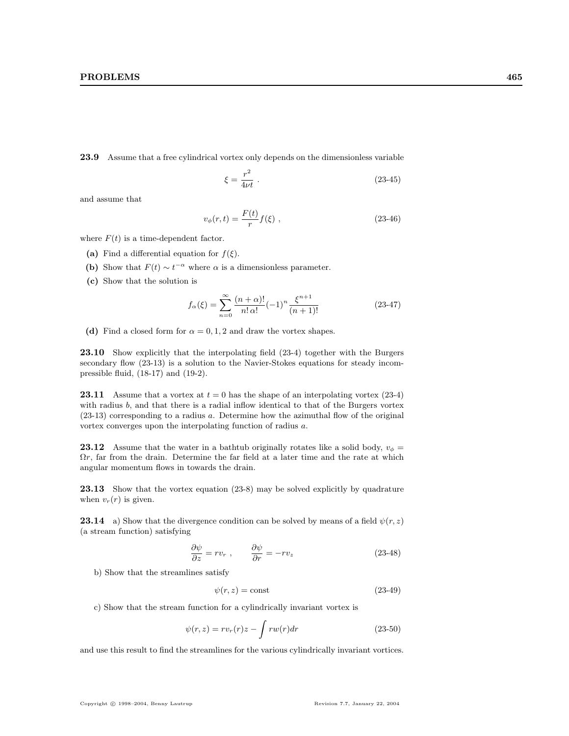**23.9** Assume that a free cylindrical vortex only depends on the dimensionless variable

$$\xi = \frac{r^2}{4\nu t} \ . \tag{23-45}$$

and assume that

$$v_\phi(r,t) = \frac{F(t)}{r} f(\xi) \ , \tag{23-46}$$

where $F(t)$ is a time-dependent factor.

**(a)** Find a differential equation for $f(\xi)$.

**(b)** Show that $F(t) \sim t^{-\alpha}$ where $\alpha$ is a dimensionless parameter.

**(c)** Show that the solution is

$$f_\alpha(\xi) = \sum_{n=0}^{\infty} \frac{(n+\alpha)!}{n!\,\alpha!} (-1)^n \frac{\xi^{n+1}}{(n+1)!} \tag{23-47}$$

**(d)** Find a closed form for $\alpha = 0, 1, 2$ and draw the vortex shapes.

**23.10** Show explicitly that the interpolating field (23-4) together with the Burgers secondary flow (23-13) is a solution to the Navier-Stokes equations for steady incompressible fluid, (18-17) and (19-2).

**23.11** Assume that a vortex at $t = 0$ has the shape of an interpolating vortex (23-4) with radius $b$, and that there is a radial inflow identical to that of the Burgers vortex (23-13) corresponding to a radius $a$. Determine how the azimuthal flow of the original vortex converges upon the interpolating function of radius $a$.

**23.12** Assume that the water in a bathtub originally rotates like a solid body, $v_\phi = \Omega r$, far from the drain. Determine the far field at a later time and the rate at which angular momentum flows in towards the drain.

**23.13** Show that the vortex equation (23-8) may be solved explicitly by quadrature when $v_r(r)$ is given.

**23.14** a) Show that the divergence condition can be solved by means of a field $\psi(r, z)$ (a stream function) satisfying

$$\frac{\partial \psi}{\partial z} = r v_r \ , \qquad \frac{\partial \psi}{\partial r} = -r v_z \tag{23-48}$$

b) Show that the streamlines satisfy

$$\psi(r, z) = \text{const} \tag{23-49}$$

c) Show that the stream function for a cylindrically invariant vortex is

$$\psi(r, z) = r v_r(r) z - \int r w(r) dr \tag{23-50}$$

and use this result to find the streamlines for the various cylindrically invariant vortices.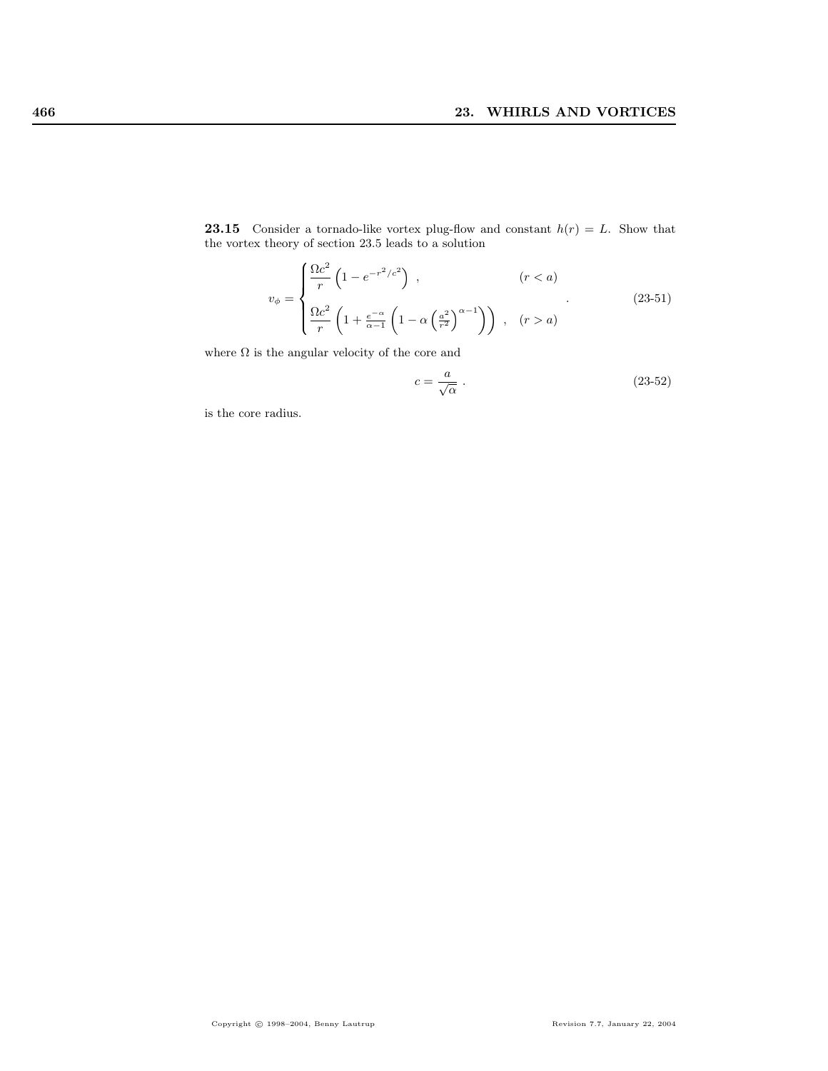**23.15** Consider a tornado-like vortex plug-flow and constant $h(r) = L$. Show that the vortex theory of section 23.5 leads to a solution

$$v_\phi = \begin{cases} \dfrac{\Omega c^2}{r}\left(1 - e^{-r^2/c^2}\right) , & (r < a) \\ \dfrac{\Omega c^2}{r}\left(1 + \frac{e^{-\alpha}}{\alpha - 1}\left(1 - \alpha\left(\frac{a^2}{r^2}\right)^{\alpha-1}\right)\right) , & (r > a) \end{cases} . \tag{23-51}$$

where $\Omega$ is the angular velocity of the core and

$$c = \frac{a}{\sqrt{\alpha}} . \tag{23-52}$$

is the core radius.